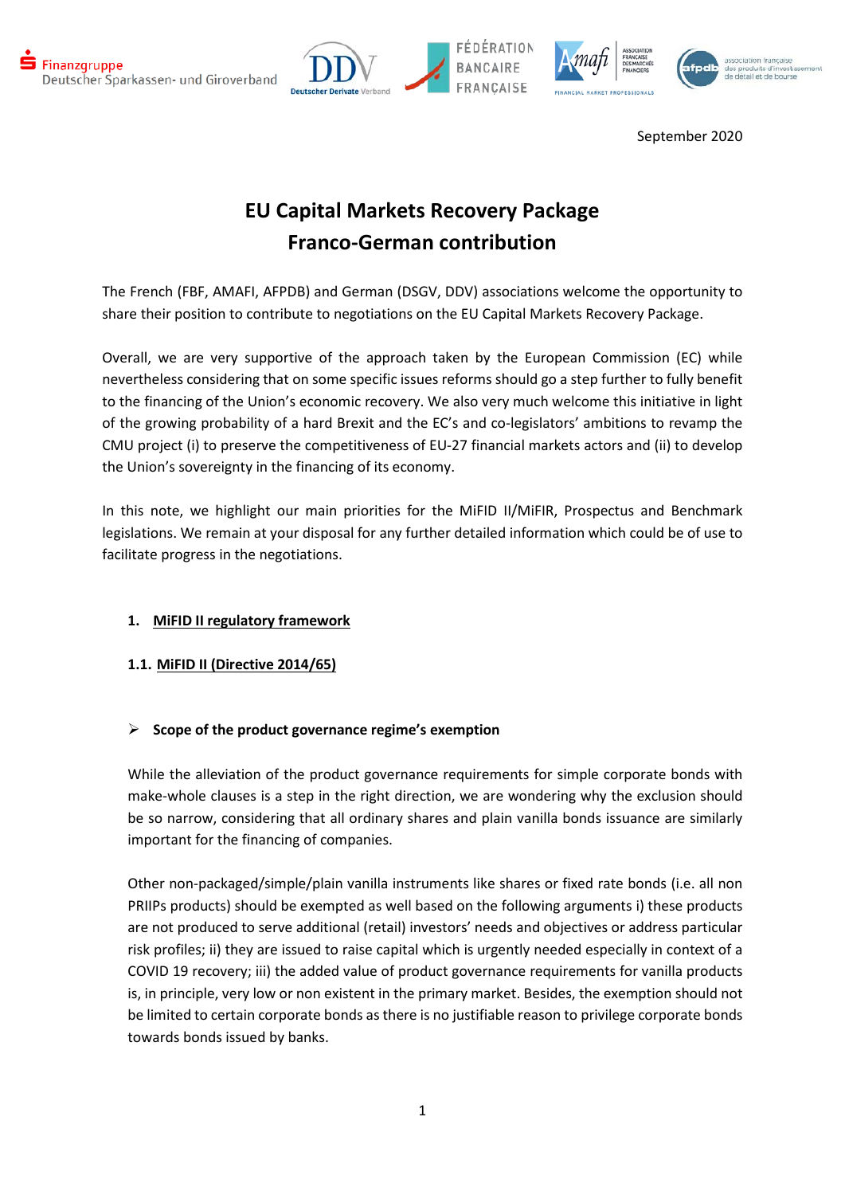September 2020

# EU Capital Markets Recovery Package
# Franco-German contribution

The French (FBF, AMAFI, AFPDB) and German (DSGV, DDV) associations welcome the opportunity to share their position to contribute to negotiations on the EU Capital Markets Recovery Package.

Overall, we are very supportive of the approach taken by the European Commission (EC) while nevertheless considering that on some specific issues reforms should go a step further to fully benefit to the financing of the Union's economic recovery. We also very much welcome this initiative in light of the growing probability of a hard Brexit and the EC's and co-legislators' ambitions to revamp the CMU project (i) to preserve the competitiveness of EU-27 financial markets actors and (ii) to develop the Union's sovereignty in the financing of its economy.

In this note, we highlight our main priorities for the MiFID II/MiFIR, Prospectus and Benchmark legislations. We remain at your disposal for any further detailed information which could be of use to facilitate progress in the negotiations.

## 1. MiFID II regulatory framework

### 1.1. MiFID II (Directive 2014/65)

- **Scope of the product governance regime's exemption**

While the alleviation of the product governance requirements for simple corporate bonds with make-whole clauses is a step in the right direction, we are wondering why the exclusion should be so narrow, considering that all ordinary shares and plain vanilla bonds issuance are similarly important for the financing of companies.

Other non-packaged/simple/plain vanilla instruments like shares or fixed rate bonds (i.e. all non PRIIPs products) should be exempted as well based on the following arguments i) these products are not produced to serve additional (retail) investors' needs and objectives or address particular risk profiles; ii) they are issued to raise capital which is urgently needed especially in context of a COVID 19 recovery; iii) the added value of product governance requirements for vanilla products is, in principle, very low or non existent in the primary market. Besides, the exemption should not be limited to certain corporate bonds as there is no justifiable reason to privilege corporate bonds towards bonds issued by banks.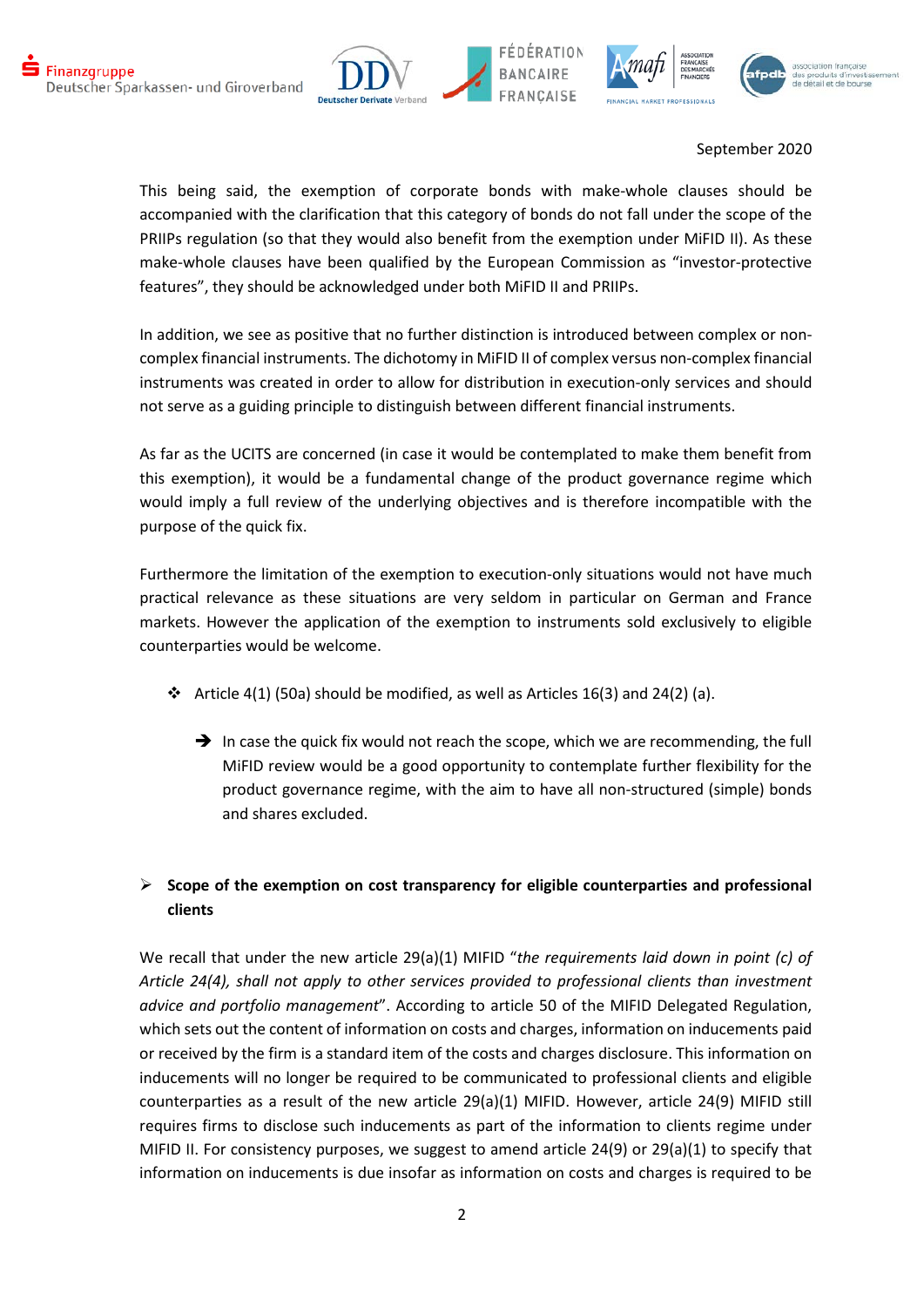September 2020

This being said, the exemption of corporate bonds with make-whole clauses should be accompanied with the clarification that this category of bonds do not fall under the scope of the PRIIPs regulation (so that they would also benefit from the exemption under MiFID II). As these make-whole clauses have been qualified by the European Commission as "investor-protective features", they should be acknowledged under both MiFID II and PRIIPs.

In addition, we see as positive that no further distinction is introduced between complex or non-complex financial instruments. The dichotomy in MiFID II of complex versus non-complex financial instruments was created in order to allow for distribution in execution-only services and should not serve as a guiding principle to distinguish between different financial instruments.

As far as the UCITS are concerned (in case it would be contemplated to make them benefit from this exemption), it would be a fundamental change of the product governance regime which would imply a full review of the underlying objectives and is therefore incompatible with the purpose of the quick fix.

Furthermore the limitation of the exemption to execution-only situations would not have much practical relevance as these situations are very seldom in particular on German and France markets. However the application of the exemption to instruments sold exclusively to eligible counterparties would be welcome.

- Article 4(1) (50a) should be modified, as well as Articles 16(3) and 24(2) (a).

  - ➔ In case the quick fix would not reach the scope, which we are recommending, the full MiFID review would be a good opportunity to contemplate further flexibility for the product governance regime, with the aim to have all non-structured (simple) bonds and shares excluded.

- **Scope of the exemption on cost transparency for eligible counterparties and professional clients**

We recall that under the new article 29(a)(1) MIFID "*the requirements laid down in point (c) of Article 24(4), shall not apply to other services provided to professional clients than investment advice and portfolio management*". According to article 50 of the MIFID Delegated Regulation, which sets out the content of information on costs and charges, information on inducements paid or received by the firm is a standard item of the costs and charges disclosure. This information on inducements will no longer be required to be communicated to professional clients and eligible counterparties as a result of the new article 29(a)(1) MIFID. However, article 24(9) MIFID still requires firms to disclose such inducements as part of the information to clients regime under MIFID II. For consistency purposes, we suggest to amend article 24(9) or 29(a)(1) to specify that information on inducements is due insofar as information on costs and charges is required to be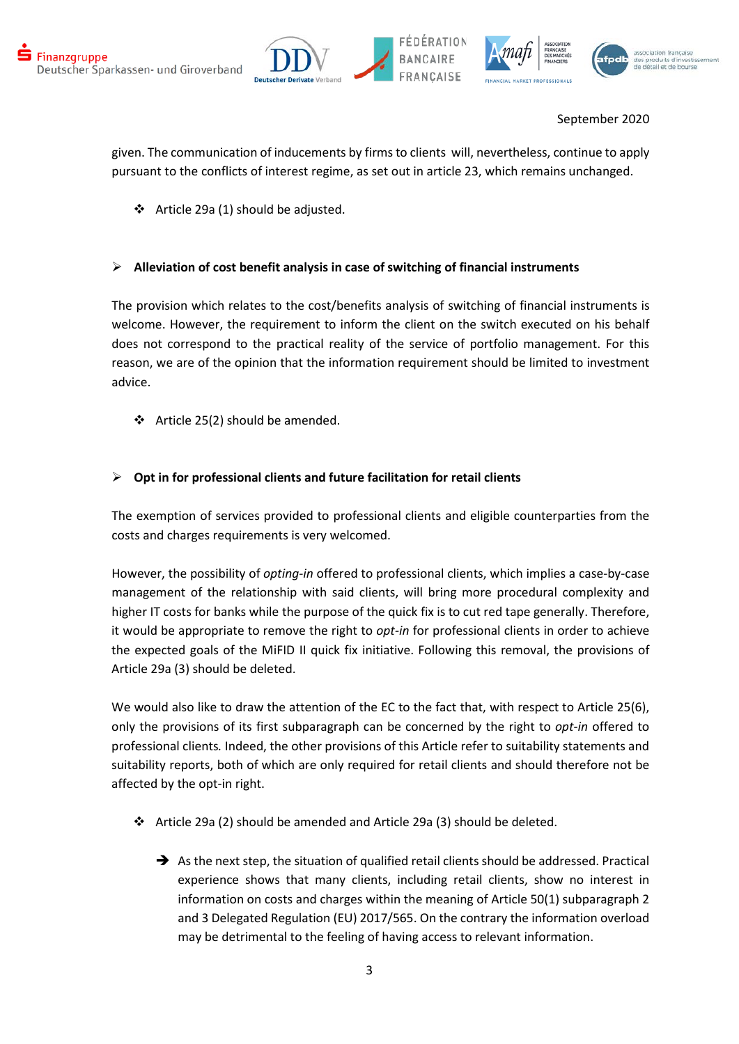given. The communication of inducements by firms to clients will, nevertheless, continue to apply pursuant to the conflicts of interest regime, as set out in article 23, which remains unchanged.

- ❖ Article 29a (1) should be adjusted.

- ➢ **Alleviation of cost benefit analysis in case of switching of financial instruments**

The provision which relates to the cost/benefits analysis of switching of financial instruments is welcome. However, the requirement to inform the client on the switch executed on his behalf does not correspond to the practical reality of the service of portfolio management. For this reason, we are of the opinion that the information requirement should be limited to investment advice.

- ❖ Article 25(2) should be amended.

- ➢ **Opt in for professional clients and future facilitation for retail clients**

The exemption of services provided to professional clients and eligible counterparties from the costs and charges requirements is very welcomed.

However, the possibility of *opting-in* offered to professional clients, which implies a case-by-case management of the relationship with said clients, will bring more procedural complexity and higher IT costs for banks while the purpose of the quick fix is to cut red tape generally. Therefore, it would be appropriate to remove the right to *opt-in* for professional clients in order to achieve the expected goals of the MiFID II quick fix initiative. Following this removal, the provisions of Article 29a (3) should be deleted.

We would also like to draw the attention of the EC to the fact that, with respect to Article 25(6), only the provisions of its first subparagraph can be concerned by the right to *opt-in* offered to professional clients. Indeed, the other provisions of this Article refer to suitability statements and suitability reports, both of which are only required for retail clients and should therefore not be affected by the opt-in right.

- ❖ Article 29a (2) should be amended and Article 29a (3) should be deleted.

  ➔ As the next step, the situation of qualified retail clients should be addressed. Practical experience shows that many clients, including retail clients, show no interest in information on costs and charges within the meaning of Article 50(1) subparagraph 2 and 3 Delegated Regulation (EU) 2017/565. On the contrary the information overload may be detrimental to the feeling of having access to relevant information.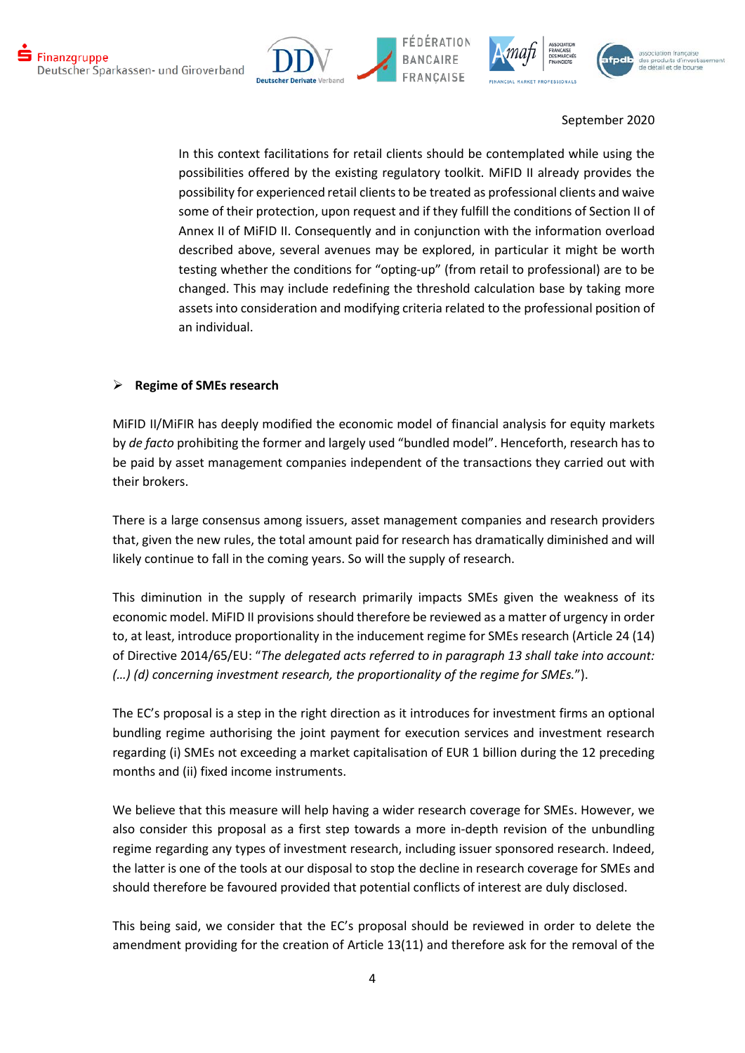September 2020

In this context facilitations for retail clients should be contemplated while using the possibilities offered by the existing regulatory toolkit. MiFID II already provides the possibility for experienced retail clients to be treated as professional clients and waive some of their protection, upon request and if they fulfill the conditions of Section II of Annex II of MiFID II. Consequently and in conjunction with the information overload described above, several avenues may be explored, in particular it might be worth testing whether the conditions for "opting-up" (from retail to professional) are to be changed. This may include redefining the threshold calculation base by taking more assets into consideration and modifying criteria related to the professional position of an individual.

- **Regime of SMEs research**

MiFID II/MiFIR has deeply modified the economic model of financial analysis for equity markets by *de facto* prohibiting the former and largely used "bundled model". Henceforth, research has to be paid by asset management companies independent of the transactions they carried out with their brokers.

There is a large consensus among issuers, asset management companies and research providers that, given the new rules, the total amount paid for research has dramatically diminished and will likely continue to fall in the coming years. So will the supply of research.

This diminution in the supply of research primarily impacts SMEs given the weakness of its economic model. MiFID II provisions should therefore be reviewed as a matter of urgency in order to, at least, introduce proportionality in the inducement regime for SMEs research (Article 24 (14) of Directive 2014/65/EU: "*The delegated acts referred to in paragraph 13 shall take into account: (…) (d) concerning investment research, the proportionality of the regime for SMEs.*").

The EC's proposal is a step in the right direction as it introduces for investment firms an optional bundling regime authorising the joint payment for execution services and investment research regarding (i) SMEs not exceeding a market capitalisation of EUR 1 billion during the 12 preceding months and (ii) fixed income instruments.

We believe that this measure will help having a wider research coverage for SMEs. However, we also consider this proposal as a first step towards a more in-depth revision of the unbundling regime regarding any types of investment research, including issuer sponsored research. Indeed, the latter is one of the tools at our disposal to stop the decline in research coverage for SMEs and should therefore be favoured provided that potential conflicts of interest are duly disclosed.

This being said, we consider that the EC's proposal should be reviewed in order to delete the amendment providing for the creation of Article 13(11) and therefore ask for the removal of the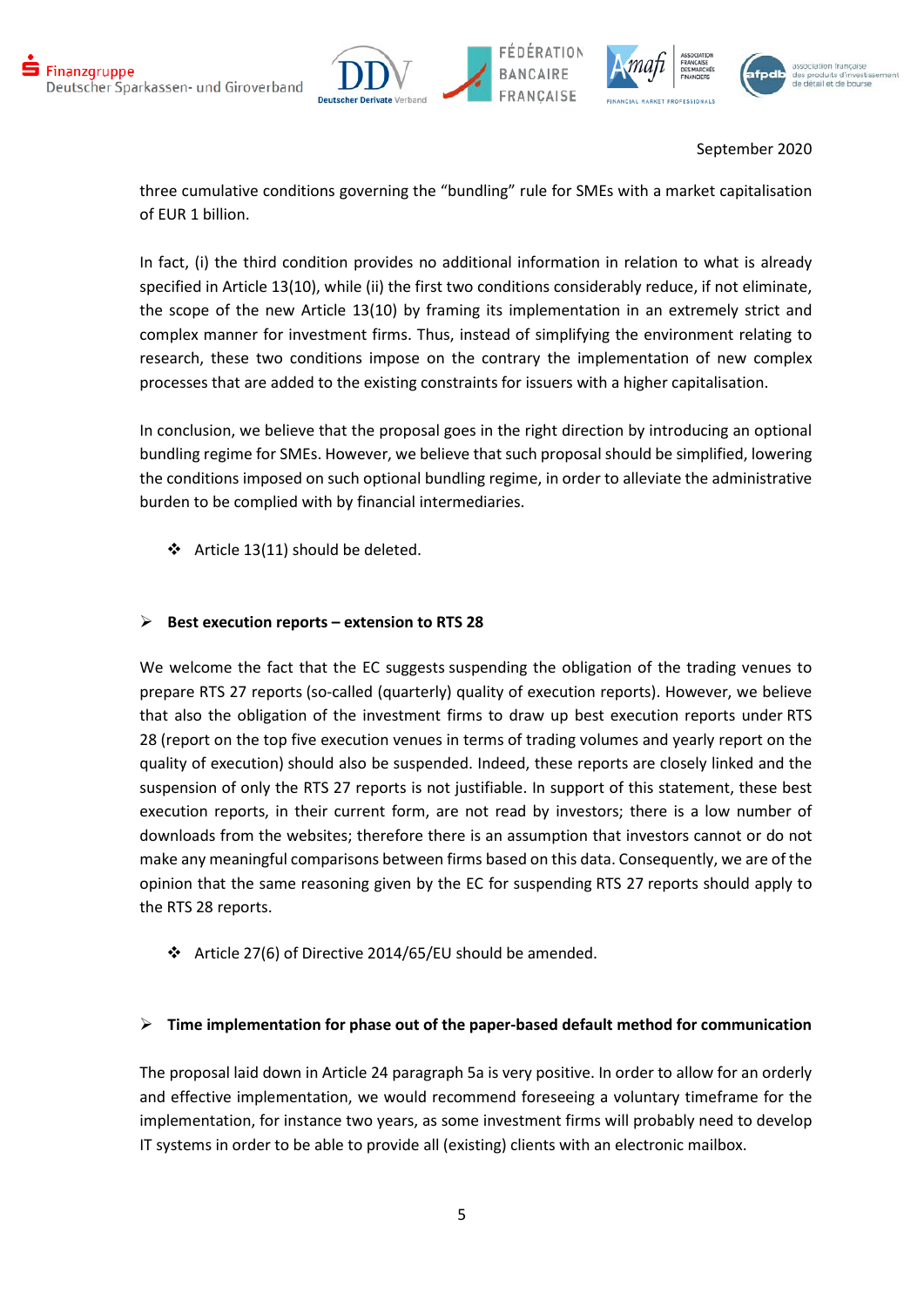three cumulative conditions governing the “bundling” rule for SMEs with a market capitalisation of EUR 1 billion.

In fact, (i) the third condition provides no additional information in relation to what is already specified in Article 13(10), while (ii) the first two conditions considerably reduce, if not eliminate, the scope of the new Article 13(10) by framing its implementation in an extremely strict and complex manner for investment firms. Thus, instead of simplifying the environment relating to research, these two conditions impose on the contrary the implementation of new complex processes that are added to the existing constraints for issuers with a higher capitalisation.

In conclusion, we believe that the proposal goes in the right direction by introducing an optional bundling regime for SMEs. However, we believe that such proposal should be simplified, lowering the conditions imposed on such optional bundling regime, in order to alleviate the administrative burden to be complied with by financial intermediaries.

- ❖ Article 13(11) should be deleted.

- ➢ **Best execution reports – extension to RTS 28**

We welcome the fact that the EC suggests suspending the obligation of the trading venues to prepare RTS 27 reports (so-called (quarterly) quality of execution reports). However, we believe that also the obligation of the investment firms to draw up best execution reports under RTS 28 (report on the top five execution venues in terms of trading volumes and yearly report on the quality of execution) should also be suspended. Indeed, these reports are closely linked and the suspension of only the RTS 27 reports is not justifiable. In support of this statement, these best execution reports, in their current form, are not read by investors; there is a low number of downloads from the websites; therefore there is an assumption that investors cannot or do not make any meaningful comparisons between firms based on this data. Consequently, we are of the opinion that the same reasoning given by the EC for suspending RTS 27 reports should apply to the RTS 28 reports.

- ❖ Article 27(6) of Directive 2014/65/EU should be amended.

- ➢ **Time implementation for phase out of the paper-based default method for communication**

The proposal laid down in Article 24 paragraph 5a is very positive. In order to allow for an orderly and effective implementation, we would recommend foreseeing a voluntary timeframe for the implementation, for instance two years, as some investment firms will probably need to develop IT systems in order to be able to provide all (existing) clients with an electronic mailbox.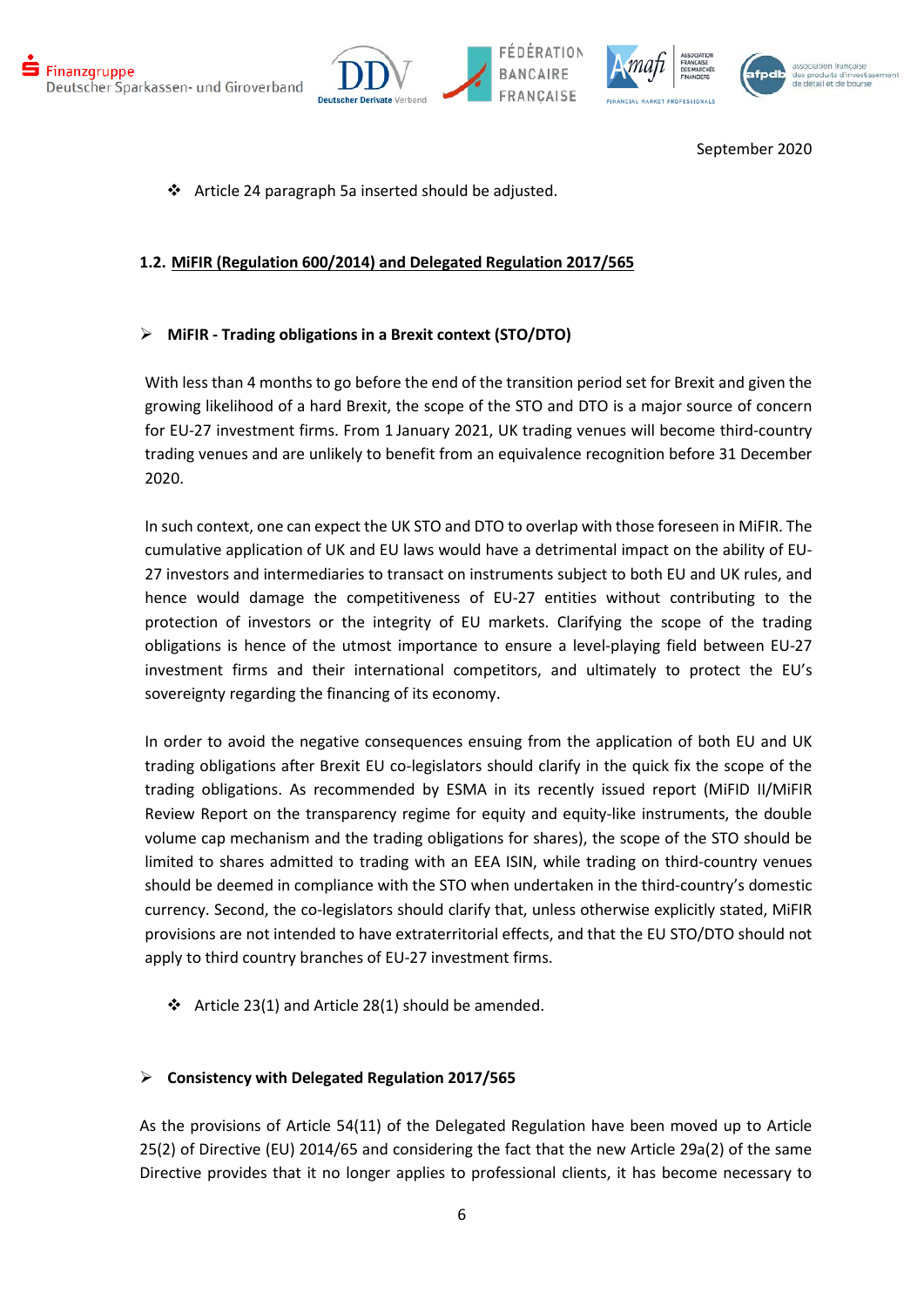September 2020

- Article 24 paragraph 5a inserted should be adjusted.

### 1.2. MiFIR (Regulation 600/2014) and Delegated Regulation 2017/565

- **MiFIR - Trading obligations in a Brexit context (STO/DTO)**

With less than 4 months to go before the end of the transition period set for Brexit and given the growing likelihood of a hard Brexit, the scope of the STO and DTO is a major source of concern for EU-27 investment firms. From 1 January 2021, UK trading venues will become third-country trading venues and are unlikely to benefit from an equivalence recognition before 31 December 2020.

In such context, one can expect the UK STO and DTO to overlap with those foreseen in MiFIR. The cumulative application of UK and EU laws would have a detrimental impact on the ability of EU-27 investors and intermediaries to transact on instruments subject to both EU and UK rules, and hence would damage the competitiveness of EU-27 entities without contributing to the protection of investors or the integrity of EU markets. Clarifying the scope of the trading obligations is hence of the utmost importance to ensure a level-playing field between EU-27 investment firms and their international competitors, and ultimately to protect the EU's sovereignty regarding the financing of its economy.

In order to avoid the negative consequences ensuing from the application of both EU and UK trading obligations after Brexit EU co-legislators should clarify in the quick fix the scope of the trading obligations. As recommended by ESMA in its recently issued report (MiFID II/MiFIR Review Report on the transparency regime for equity and equity-like instruments, the double volume cap mechanism and the trading obligations for shares), the scope of the STO should be limited to shares admitted to trading with an EEA ISIN, while trading on third-country venues should be deemed in compliance with the STO when undertaken in the third-country's domestic currency. Second, the co-legislators should clarify that, unless otherwise explicitly stated, MiFIR provisions are not intended to have extraterritorial effects, and that the EU STO/DTO should not apply to third country branches of EU-27 investment firms.

- Article 23(1) and Article 28(1) should be amended.

- **Consistency with Delegated Regulation 2017/565**

As the provisions of Article 54(11) of the Delegated Regulation have been moved up to Article 25(2) of Directive (EU) 2014/65 and considering the fact that the new Article 29a(2) of the same Directive provides that it no longer applies to professional clients, it has become necessary to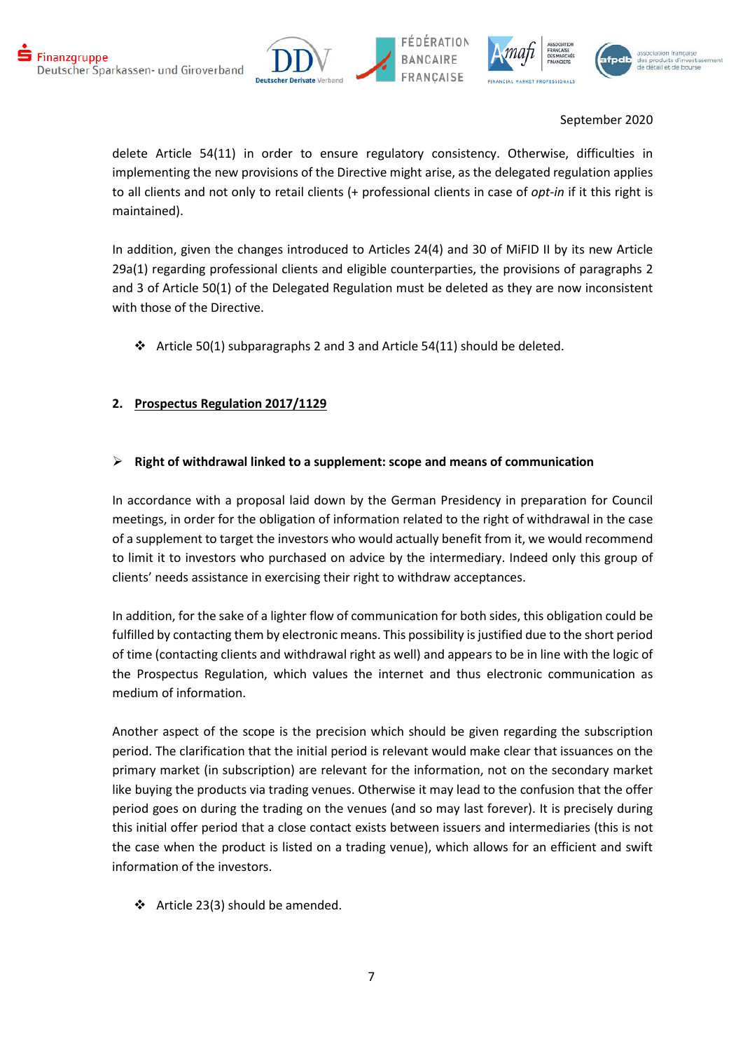delete Article 54(11) in order to ensure regulatory consistency. Otherwise, difficulties in implementing the new provisions of the Directive might arise, as the delegated regulation applies to all clients and not only to retail clients (+ professional clients in case of *opt-in* if it this right is maintained).

In addition, given the changes introduced to Articles 24(4) and 30 of MiFID II by its new Article 29a(1) regarding professional clients and eligible counterparties, the provisions of paragraphs 2 and 3 of Article 50(1) of the Delegated Regulation must be deleted as they are now inconsistent with those of the Directive.

- Article 50(1) subparagraphs 2 and 3 and Article 54(11) should be deleted.

## 2. Prospectus Regulation 2017/1129

### Right of withdrawal linked to a supplement: scope and means of communication

In accordance with a proposal laid down by the German Presidency in preparation for Council meetings, in order for the obligation of information related to the right of withdrawal in the case of a supplement to target the investors who would actually benefit from it, we would recommend to limit it to investors who purchased on advice by the intermediary. Indeed only this group of clients' needs assistance in exercising their right to withdraw acceptances.

In addition, for the sake of a lighter flow of communication for both sides, this obligation could be fulfilled by contacting them by electronic means. This possibility is justified due to the short period of time (contacting clients and withdrawal right as well) and appears to be in line with the logic of the Prospectus Regulation, which values the internet and thus electronic communication as medium of information.

Another aspect of the scope is the precision which should be given regarding the subscription period. The clarification that the initial period is relevant would make clear that issuances on the primary market (in subscription) are relevant for the information, not on the secondary market like buying the products via trading venues. Otherwise it may lead to the confusion that the offer period goes on during the trading on the venues (and so may last forever). It is precisely during this initial offer period that a close contact exists between issuers and intermediaries (this is not the case when the product is listed on a trading venue), which allows for an efficient and swift information of the investors.

- Article 23(3) should be amended.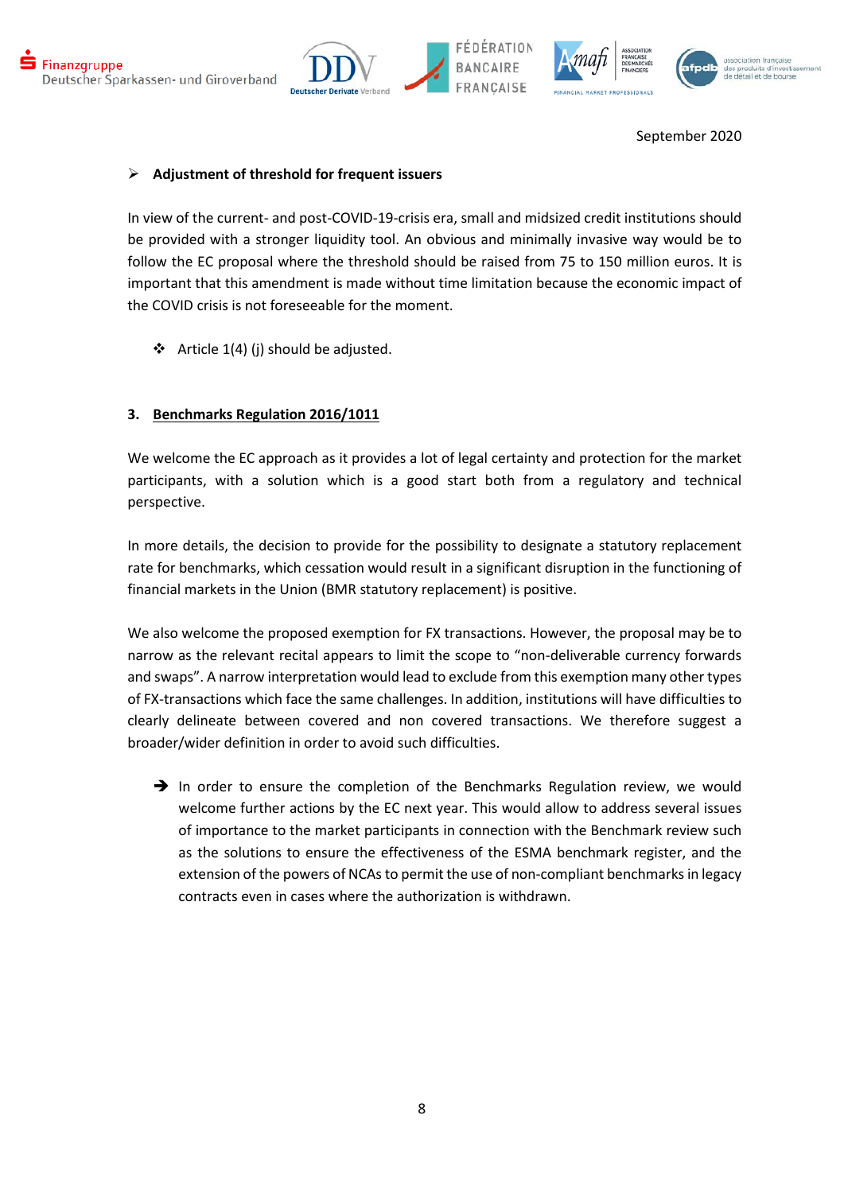September 2020

- **Adjustment of threshold for frequent issuers**

In view of the current- and post-COVID-19-crisis era, small and midsized credit institutions should be provided with a stronger liquidity tool. An obvious and minimally invasive way would be to follow the EC proposal where the threshold should be raised from 75 to 150 million euros. It is important that this amendment is made without time limitation because the economic impact of the COVID crisis is not foreseeable for the moment.

- Article 1(4) (j) should be adjusted.

## 3. Benchmarks Regulation 2016/1011

We welcome the EC approach as it provides a lot of legal certainty and protection for the market participants, with a solution which is a good start both from a regulatory and technical perspective.

In more details, the decision to provide for the possibility to designate a statutory replacement rate for benchmarks, which cessation would result in a significant disruption in the functioning of financial markets in the Union (BMR statutory replacement) is positive.

We also welcome the proposed exemption for FX transactions. However, the proposal may be to narrow as the relevant recital appears to limit the scope to “non-deliverable currency forwards and swaps”. A narrow interpretation would lead to exclude from this exemption many other types of FX-transactions which face the same challenges. In addition, institutions will have difficulties to clearly delineate between covered and non covered transactions. We therefore suggest a broader/wider definition in order to avoid such difficulties.

→ In order to ensure the completion of the Benchmarks Regulation review, we would welcome further actions by the EC next year. This would allow to address several issues of importance to the market participants in connection with the Benchmark review such as the solutions to ensure the effectiveness of the ESMA benchmark register, and the extension of the powers of NCAs to permit the use of non-compliant benchmarks in legacy contracts even in cases where the authorization is withdrawn.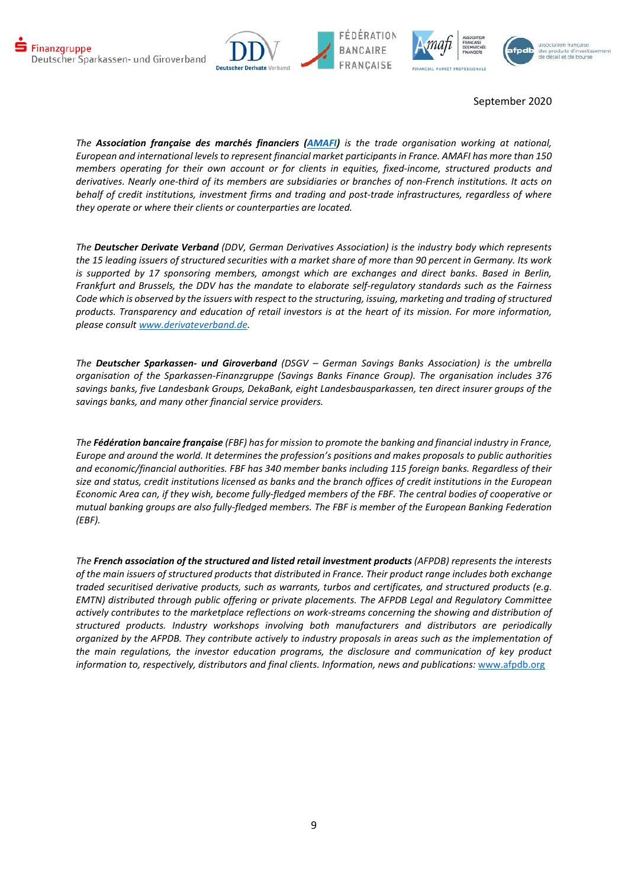September 2020

*The **Association française des marchés financiers (AMAFI)** is the trade organisation working at national, European and international levels to represent financial market participants in France. AMAFI has more than 150 members operating for their own account or for clients in equities, fixed-income, structured products and derivatives. Nearly one-third of its members are subsidiaries or branches of non-French institutions. It acts on behalf of credit institutions, investment firms and trading and post-trade infrastructures, regardless of where they operate or where their clients or counterparties are located.*

*The **Deutscher Derivate Verband** (DDV, German Derivatives Association) is the industry body which represents the 15 leading issuers of structured securities with a market share of more than 90 percent in Germany. Its work is supported by 17 sponsoring members, amongst which are exchanges and direct banks. Based in Berlin, Frankfurt and Brussels, the DDV has the mandate to elaborate self-regulatory standards such as the Fairness Code which is observed by the issuers with respect to the structuring, issuing, marketing and trading of structured products. Transparency and education of retail investors is at the heart of its mission. For more information, please consult www.derivateverband.de.*

*The **Deutscher Sparkassen- und Giroverband** (DSGV – German Savings Banks Association) is the umbrella organisation of the Sparkassen-Finanzgruppe (Savings Banks Finance Group). The organisation includes 376 savings banks, five Landesbank Groups, DekaBank, eight Landesbausparkassen, ten direct insurer groups of the savings banks, and many other financial service providers.*

*The **Fédération bancaire française** (FBF) has for mission to promote the banking and financial industry in France, Europe and around the world. It determines the profession's positions and makes proposals to public authorities and economic/financial authorities. FBF has 340 member banks including 115 foreign banks. Regardless of their size and status, credit institutions licensed as banks and the branch offices of credit institutions in the European Economic Area can, if they wish, become fully-fledged members of the FBF. The central bodies of cooperative or mutual banking groups are also fully-fledged members. The FBF is member of the European Banking Federation (EBF).*

*The **French association of the structured and listed retail investment products** (AFPDB) represents the interests of the main issuers of structured products that distributed in France. Their product range includes both exchange traded securitised derivative products, such as warrants, turbos and certificates, and structured products (e.g. EMTN) distributed through public offering or private placements. The AFPDB Legal and Regulatory Committee actively contributes to the marketplace reflections on work-streams concerning the showing and distribution of structured products. Industry workshops involving both manufacturers and distributors are periodically organized by the AFPDB. They contribute actively to industry proposals in areas such as the implementation of the main regulations, the investor education programs, the disclosure and communication of key product information to, respectively, distributors and final clients. Information, news and publications: www.afpdb.org*